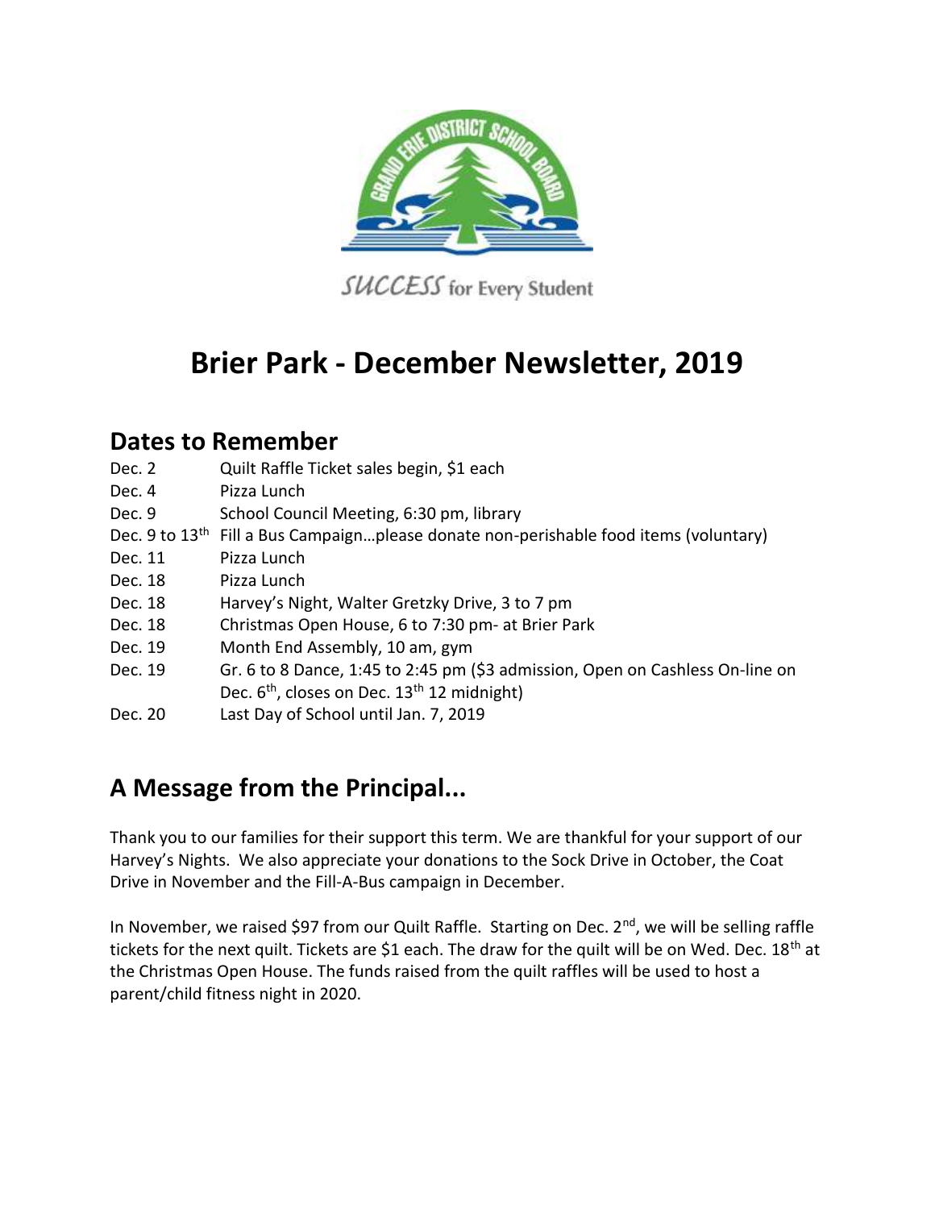SUCCESS for Every Student

# Brier Park - December Newsletter, 2019

## Dates to Remember

| | |
|---|---|
| Dec. 2 | Quilt Raffle Ticket sales begin, $1 each |
| Dec. 4 | Pizza Lunch |
| Dec. 9 | School Council Meeting, 6:30 pm, library |
| Dec. 9 to 13th | Fill a Bus Campaign…please donate non-perishable food items (voluntary) |
| Dec. 11 | Pizza Lunch |
| Dec. 18 | Pizza Lunch |
| Dec. 18 | Harvey's Night, Walter Gretzky Drive, 3 to 7 pm |
| Dec. 18 | Christmas Open House, 6 to 7:30 pm- at Brier Park |
| Dec. 19 | Month End Assembly, 10 am, gym |
| Dec. 19 | Gr. 6 to 8 Dance, 1:45 to 2:45 pm ($3 admission, Open on Cashless On-line on Dec. 6th, closes on Dec. 13th 12 midnight) |
| Dec. 20 | Last Day of School until Jan. 7, 2019 |

## A Message from the Principal...

Thank you to our families for their support this term. We are thankful for your support of our Harvey's Nights. We also appreciate your donations to the Sock Drive in October, the Coat Drive in November and the Fill-A-Bus campaign in December.

In November, we raised $97 from our Quilt Raffle. Starting on Dec. 2nd, we will be selling raffle tickets for the next quilt. Tickets are $1 each. The draw for the quilt will be on Wed. Dec. 18th at the Christmas Open House. The funds raised from the quilt raffles will be used to host a parent/child fitness night in 2020.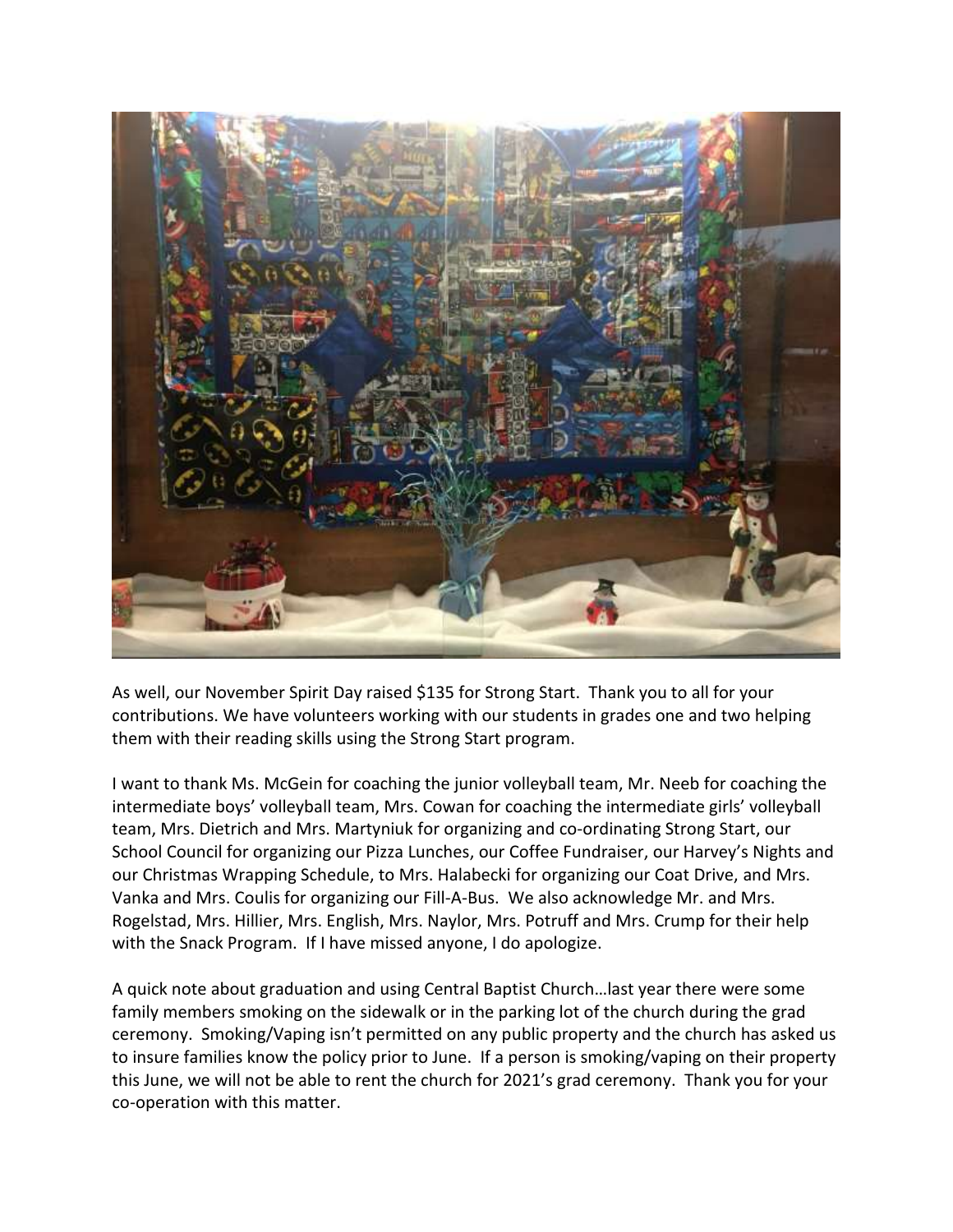As well, our November Spirit Day raised $135 for Strong Start. Thank you to all for your contributions. We have volunteers working with our students in grades one and two helping them with their reading skills using the Strong Start program.

I want to thank Ms. McGein for coaching the junior volleyball team, Mr. Neeb for coaching the intermediate boys' volleyball team, Mrs. Cowan for coaching the intermediate girls' volleyball team, Mrs. Dietrich and Mrs. Martyniuk for organizing and co-ordinating Strong Start, our School Council for organizing our Pizza Lunches, our Coffee Fundraiser, our Harvey's Nights and our Christmas Wrapping Schedule, to Mrs. Halabecki for organizing our Coat Drive, and Mrs. Vanka and Mrs. Coulis for organizing our Fill-A-Bus. We also acknowledge Mr. and Mrs. Rogelstad, Mrs. Hillier, Mrs. English, Mrs. Naylor, Mrs. Potruff and Mrs. Crump for their help with the Snack Program. If I have missed anyone, I do apologize.

A quick note about graduation and using Central Baptist Church…last year there were some family members smoking on the sidewalk or in the parking lot of the church during the grad ceremony. Smoking/Vaping isn't permitted on any public property and the church has asked us to insure families know the policy prior to June. If a person is smoking/vaping on their property this June, we will not be able to rent the church for 2021's grad ceremony. Thank you for your co-operation with this matter.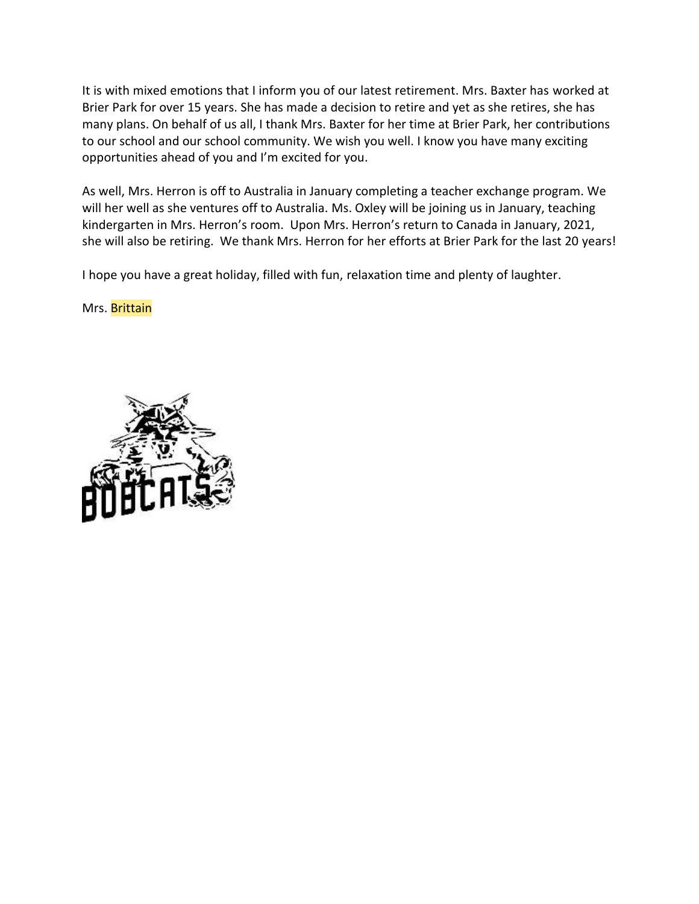It is with mixed emotions that I inform you of our latest retirement. Mrs. Baxter has worked at Brier Park for over 15 years. She has made a decision to retire and yet as she retires, she has many plans. On behalf of us all, I thank Mrs. Baxter for her time at Brier Park, her contributions to our school and our school community. We wish you well. I know you have many exciting opportunities ahead of you and I'm excited for you.

As well, Mrs. Herron is off to Australia in January completing a teacher exchange program. We will her well as she ventures off to Australia. Ms. Oxley will be joining us in January, teaching kindergarten in Mrs. Herron's room. Upon Mrs. Herron's return to Canada in January, 2021, she will also be retiring. We thank Mrs. Herron for her efforts at Brier Park for the last 20 years!

I hope you have a great holiday, filled with fun, relaxation time and plenty of laughter.

Mrs. Brittain